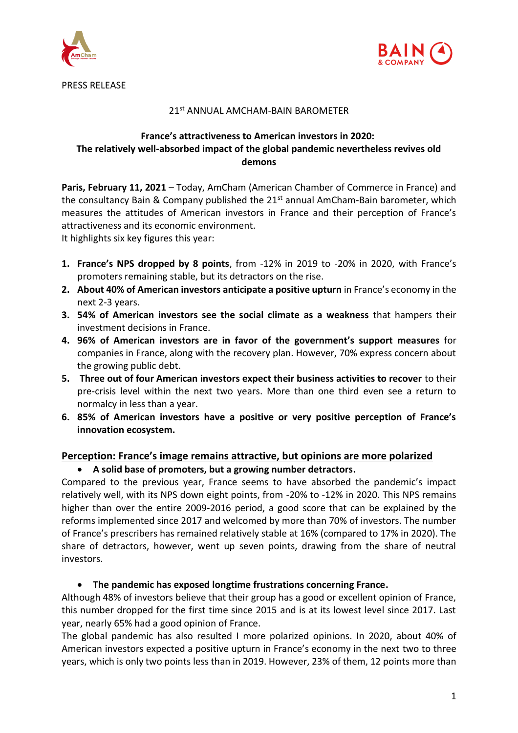PRESS RELEASE

21st ANNUAL AMCHAM-BAIN BAROMETER

# France's attractiveness to American investors in 2020: The relatively well-absorbed impact of the global pandemic nevertheless revives old demons

**Paris, February 11, 2021** – Today, AmCham (American Chamber of Commerce in France) and the consultancy Bain & Company published the 21st annual AmCham-Bain barometer, which measures the attitudes of American investors in France and their perception of France's attractiveness and its economic environment.
It highlights six key figures this year:

1. **France's NPS dropped by 8 points**, from -12% in 2019 to -20% in 2020, with France's promoters remaining stable, but its detractors on the rise.
2. **About 40% of American investors anticipate a positive upturn** in France's economy in the next 2-3 years.
3. **54% of American investors see the social climate as a weakness** that hampers their investment decisions in France.
4. **96% of American investors are in favor of the government's support measures** for companies in France, along with the recovery plan. However, 70% express concern about the growing public debt.
5. **Three out of four American investors expect their business activities to recover** to their pre-crisis level within the next two years. More than one third even see a return to normalcy in less than a year.
6. **85% of American investors have a positive or very positive perception of France's innovation ecosystem.**

## Perception: France's image remains attractive, but opinions are more polarized

- **A solid base of promoters, but a growing number detractors.**

Compared to the previous year, France seems to have absorbed the pandemic's impact relatively well, with its NPS down eight points, from -20% to -12% in 2020. This NPS remains higher than over the entire 2009-2016 period, a good score that can be explained by the reforms implemented since 2017 and welcomed by more than 70% of investors. The number of France's prescribers has remained relatively stable at 16% (compared to 17% in 2020). The share of detractors, however, went up seven points, drawing from the share of neutral investors.

- **The pandemic has exposed longtime frustrations concerning France.**

Although 48% of investors believe that their group has a good or excellent opinion of France, this number dropped for the first time since 2015 and is at its lowest level since 2017. Last year, nearly 65% had a good opinion of France.
The global pandemic has also resulted I more polarized opinions. In 2020, about 40% of American investors expected a positive upturn in France's economy in the next two to three years, which is only two points less than in 2019. However, 23% of them, 12 points more than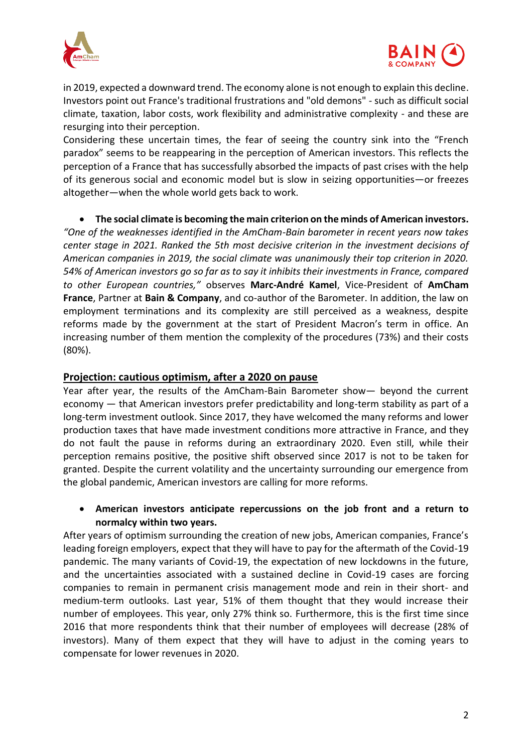in 2019, expected a downward trend. The economy alone is not enough to explain this decline. Investors point out France's traditional frustrations and "old demons" - such as difficult social climate, taxation, labor costs, work flexibility and administrative complexity - and these are resurging into their perception.

Considering these uncertain times, the fear of seeing the country sink into the "French paradox" seems to be reappearing in the perception of American investors. This reflects the perception of a France that has successfully absorbed the impacts of past crises with the help of its generous social and economic model but is slow in seizing opportunities—or freezes altogether—when the whole world gets back to work.

- **The social climate is becoming the main criterion on the minds of American investors.**

*"One of the weaknesses identified in the AmCham-Bain barometer in recent years now takes center stage in 2021. Ranked the 5th most decisive criterion in the investment decisions of American companies in 2019, the social climate was unanimously their top criterion in 2020. 54% of American investors go so far as to say it inhibits their investments in France, compared to other European countries,"* observes **Marc-André Kamel**, Vice-President of **AmCham France**, Partner at **Bain & Company**, and co-author of the Barometer. In addition, the law on employment terminations and its complexity are still perceived as a weakness, despite reforms made by the government at the start of President Macron's term in office. An increasing number of them mention the complexity of the procedures (73%) and their costs (80%).

## Projection: cautious optimism, after a 2020 on pause

Year after year, the results of the AmCham-Bain Barometer show— beyond the current economy — that American investors prefer predictability and long-term stability as part of a long-term investment outlook. Since 2017, they have welcomed the many reforms and lower production taxes that have made investment conditions more attractive in France, and they do not fault the pause in reforms during an extraordinary 2020. Even still, while their perception remains positive, the positive shift observed since 2017 is not to be taken for granted. Despite the current volatility and the uncertainty surrounding our emergence from the global pandemic, American investors are calling for more reforms.

- **American investors anticipate repercussions on the job front and a return to normalcy within two years.**

After years of optimism surrounding the creation of new jobs, American companies, France's leading foreign employers, expect that they will have to pay for the aftermath of the Covid-19 pandemic. The many variants of Covid-19, the expectation of new lockdowns in the future, and the uncertainties associated with a sustained decline in Covid-19 cases are forcing companies to remain in permanent crisis management mode and rein in their short- and medium-term outlooks. Last year, 51% of them thought that they would increase their number of employees. This year, only 27% think so. Furthermore, this is the first time since 2016 that more respondents think that their number of employees will decrease (28% of investors). Many of them expect that they will have to adjust in the coming years to compensate for lower revenues in 2020.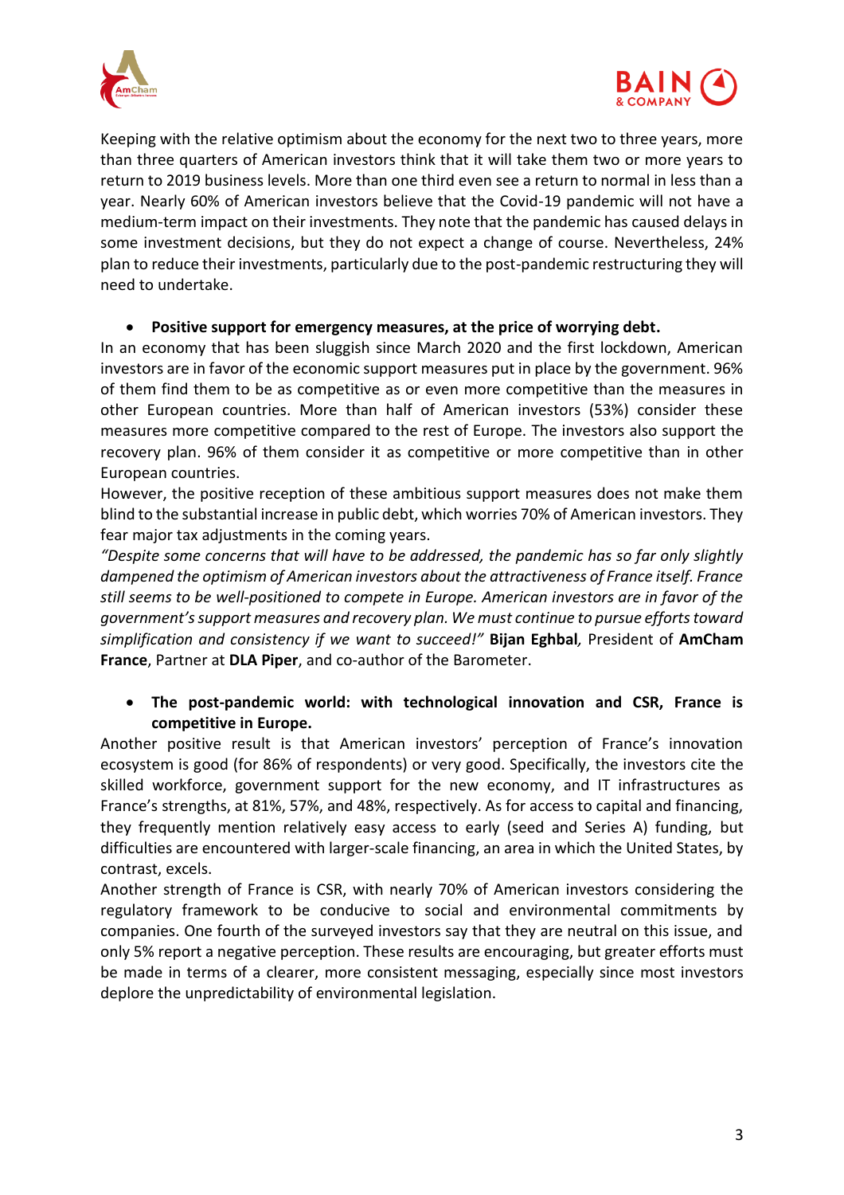Keeping with the relative optimism about the economy for the next two to three years, more than three quarters of American investors think that it will take them two or more years to return to 2019 business levels. More than one third even see a return to normal in less than a year. Nearly 60% of American investors believe that the Covid-19 pandemic will not have a medium-term impact on their investments. They note that the pandemic has caused delays in some investment decisions, but they do not expect a change of course. Nevertheless, 24% plan to reduce their investments, particularly due to the post-pandemic restructuring they will need to undertake.

- **Positive support for emergency measures, at the price of worrying debt.**

In an economy that has been sluggish since March 2020 and the first lockdown, American investors are in favor of the economic support measures put in place by the government. 96% of them find them to be as competitive as or even more competitive than the measures in other European countries. More than half of American investors (53%) consider these measures more competitive compared to the rest of Europe. The investors also support the recovery plan. 96% of them consider it as competitive or more competitive than in other European countries.

However, the positive reception of these ambitious support measures does not make them blind to the substantial increase in public debt, which worries 70% of American investors. They fear major tax adjustments in the coming years.

*"Despite some concerns that will have to be addressed, the pandemic has so far only slightly dampened the optimism of American investors about the attractiveness of France itself. France still seems to be well-positioned to compete in Europe. American investors are in favor of the government's support measures and recovery plan. We must continue to pursue efforts toward simplification and consistency if we want to succeed!"* **Bijan Eghbal**, President of **AmCham France**, Partner at **DLA Piper**, and co-author of the Barometer.

- **The post-pandemic world: with technological innovation and CSR, France is competitive in Europe.**

Another positive result is that American investors' perception of France's innovation ecosystem is good (for 86% of respondents) or very good. Specifically, the investors cite the skilled workforce, government support for the new economy, and IT infrastructures as France's strengths, at 81%, 57%, and 48%, respectively. As for access to capital and financing, they frequently mention relatively easy access to early (seed and Series A) funding, but difficulties are encountered with larger-scale financing, an area in which the United States, by contrast, excels.

Another strength of France is CSR, with nearly 70% of American investors considering the regulatory framework to be conducive to social and environmental commitments by companies. One fourth of the surveyed investors say that they are neutral on this issue, and only 5% report a negative perception. These results are encouraging, but greater efforts must be made in terms of a clearer, more consistent messaging, especially since most investors deplore the unpredictability of environmental legislation.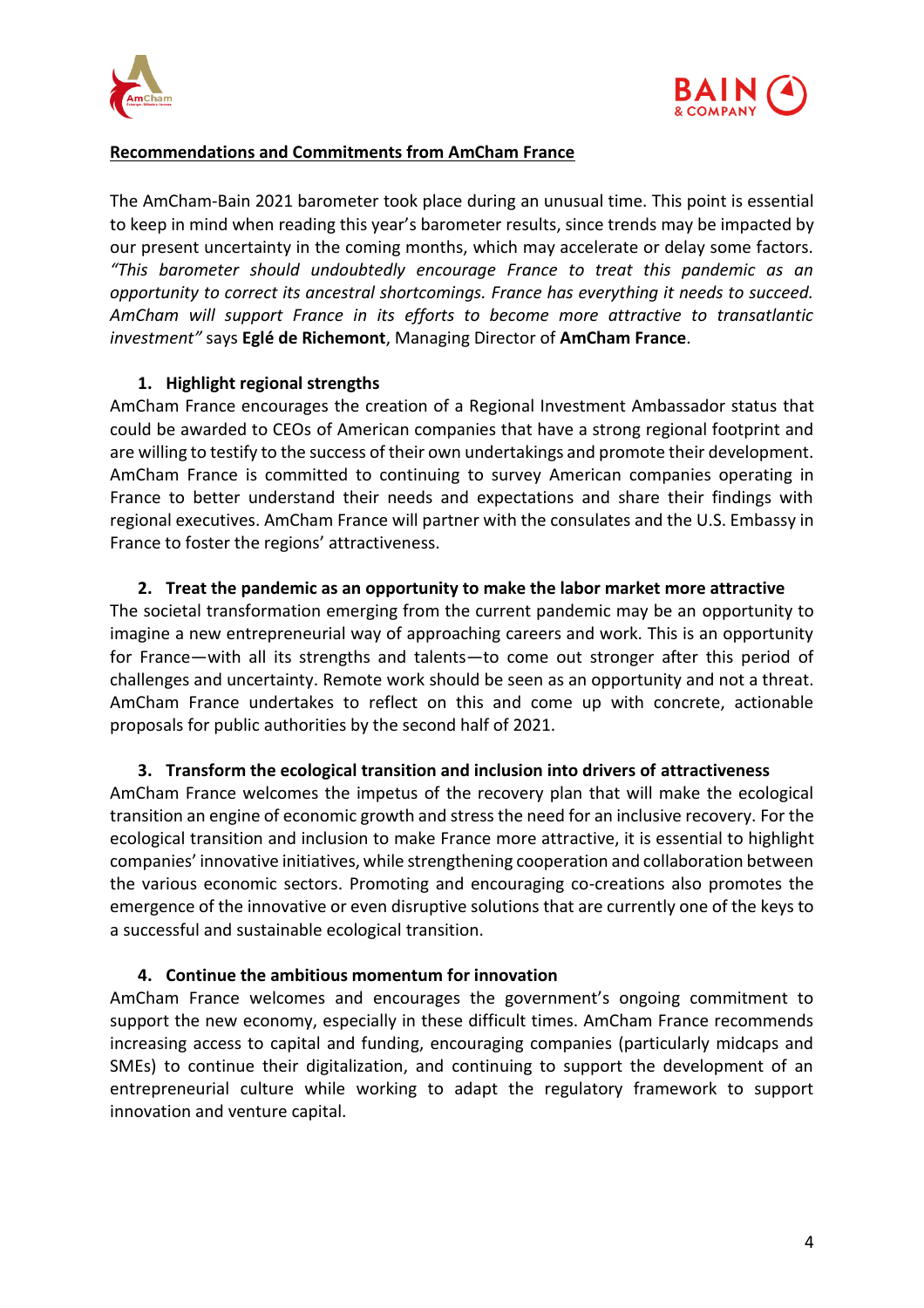**Recommendations and Commitments from AmCham France**

The AmCham-Bain 2021 barometer took place during an unusual time. This point is essential to keep in mind when reading this year's barometer results, since trends may be impacted by our present uncertainty in the coming months, which may accelerate or delay some factors. *"This barometer should undoubtedly encourage France to treat this pandemic as an opportunity to correct its ancestral shortcomings. France has everything it needs to succeed. AmCham will support France in its efforts to become more attractive to transatlantic investment"* says **Eglé de Richemont**, Managing Director of **AmCham France**.

1. **Highlight regional strengths**

AmCham France encourages the creation of a Regional Investment Ambassador status that could be awarded to CEOs of American companies that have a strong regional footprint and are willing to testify to the success of their own undertakings and promote their development. AmCham France is committed to continuing to survey American companies operating in France to better understand their needs and expectations and share their findings with regional executives. AmCham France will partner with the consulates and the U.S. Embassy in France to foster the regions' attractiveness.

2. **Treat the pandemic as an opportunity to make the labor market more attractive**

The societal transformation emerging from the current pandemic may be an opportunity to imagine a new entrepreneurial way of approaching careers and work. This is an opportunity for France—with all its strengths and talents—to come out stronger after this period of challenges and uncertainty. Remote work should be seen as an opportunity and not a threat. AmCham France undertakes to reflect on this and come up with concrete, actionable proposals for public authorities by the second half of 2021.

3. **Transform the ecological transition and inclusion into drivers of attractiveness**

AmCham France welcomes the impetus of the recovery plan that will make the ecological transition an engine of economic growth and stress the need for an inclusive recovery. For the ecological transition and inclusion to make France more attractive, it is essential to highlight companies' innovative initiatives, while strengthening cooperation and collaboration between the various economic sectors. Promoting and encouraging co-creations also promotes the emergence of the innovative or even disruptive solutions that are currently one of the keys to a successful and sustainable ecological transition.

4. **Continue the ambitious momentum for innovation**

AmCham France welcomes and encourages the government's ongoing commitment to support the new economy, especially in these difficult times. AmCham France recommends increasing access to capital and funding, encouraging companies (particularly midcaps and SMEs) to continue their digitalization, and continuing to support the development of an entrepreneurial culture while working to adapt the regulatory framework to support innovation and venture capital.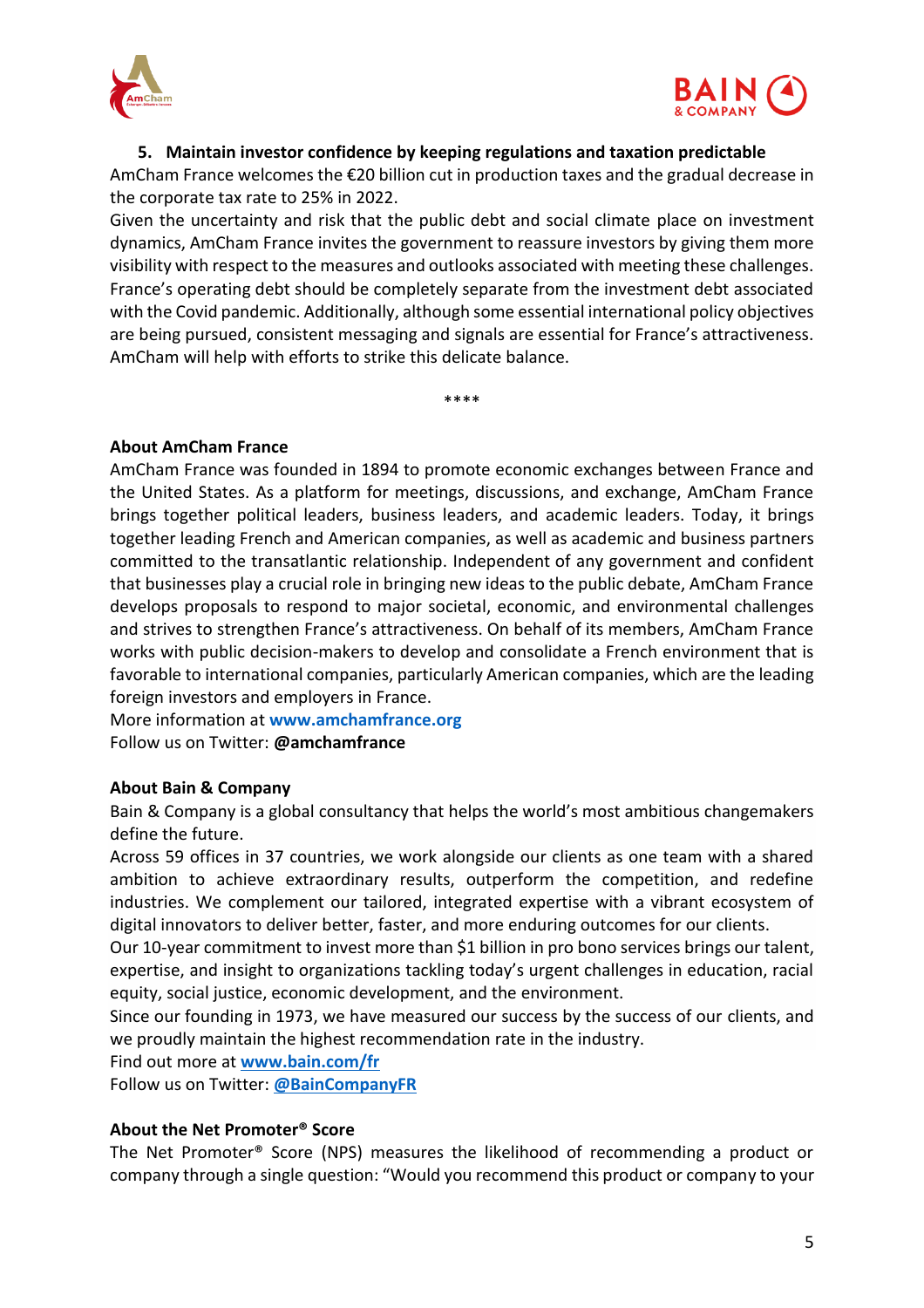5. **Maintain investor confidence by keeping regulations and taxation predictable**

AmCham France welcomes the €20 billion cut in production taxes and the gradual decrease in the corporate tax rate to 25% in 2022.

Given the uncertainty and risk that the public debt and social climate place on investment dynamics, AmCham France invites the government to reassure investors by giving them more visibility with respect to the measures and outlooks associated with meeting these challenges. France's operating debt should be completely separate from the investment debt associated with the Covid pandemic. Additionally, although some essential international policy objectives are being pursued, consistent messaging and signals are essential for France's attractiveness. AmCham will help with efforts to strike this delicate balance.

****

**About AmCham France**

AmCham France was founded in 1894 to promote economic exchanges between France and the United States. As a platform for meetings, discussions, and exchange, AmCham France brings together political leaders, business leaders, and academic leaders. Today, it brings together leading French and American companies, as well as academic and business partners committed to the transatlantic relationship. Independent of any government and confident that businesses play a crucial role in bringing new ideas to the public debate, AmCham France develops proposals to respond to major societal, economic, and environmental challenges and strives to strengthen France's attractiveness. On behalf of its members, AmCham France works with public decision-makers to develop and consolidate a French environment that is favorable to international companies, particularly American companies, which are the leading foreign investors and employers in France.

More information at **www.amchamfrance.org**

Follow us on Twitter: **@amchamfrance**

**About Bain & Company**

Bain & Company is a global consultancy that helps the world's most ambitious changemakers define the future.

Across 59 offices in 37 countries, we work alongside our clients as one team with a shared ambition to achieve extraordinary results, outperform the competition, and redefine industries. We complement our tailored, integrated expertise with a vibrant ecosystem of digital innovators to deliver better, faster, and more enduring outcomes for our clients.

Our 10-year commitment to invest more than $1 billion in pro bono services brings our talent, expertise, and insight to organizations tackling today's urgent challenges in education, racial equity, social justice, economic development, and the environment.

Since our founding in 1973, we have measured our success by the success of our clients, and we proudly maintain the highest recommendation rate in the industry.

Find out more at **www.bain.com/fr**

Follow us on Twitter: **@BainCompanyFR**

**About the Net Promoter® Score**

The Net Promoter® Score (NPS) measures the likelihood of recommending a product or company through a single question: "Would you recommend this product or company to your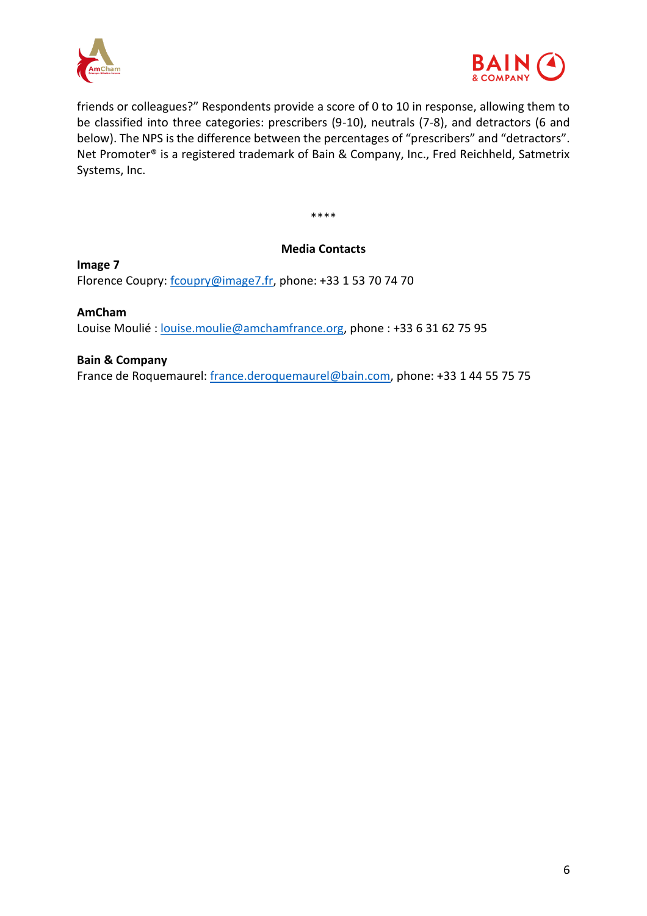friends or colleagues?" Respondents provide a score of 0 to 10 in response, allowing them to be classified into three categories: prescribers (9-10), neutrals (7-8), and detractors (6 and below). The NPS is the difference between the percentages of "prescribers" and "detractors". Net Promoter® is a registered trademark of Bain & Company, Inc., Fred Reichheld, Satmetrix Systems, Inc.

\*\*\*\*

**Media Contacts**

**Image 7**
Florence Coupry: fcoupry@image7.fr, phone: +33 1 53 70 74 70

**AmCham**
Louise Moulié : louise.moulie@amchamfrance.org, phone : +33 6 31 62 75 95

**Bain & Company**
France de Roquemaurel: france.deroquemaurel@bain.com, phone: +33 1 44 55 75 75